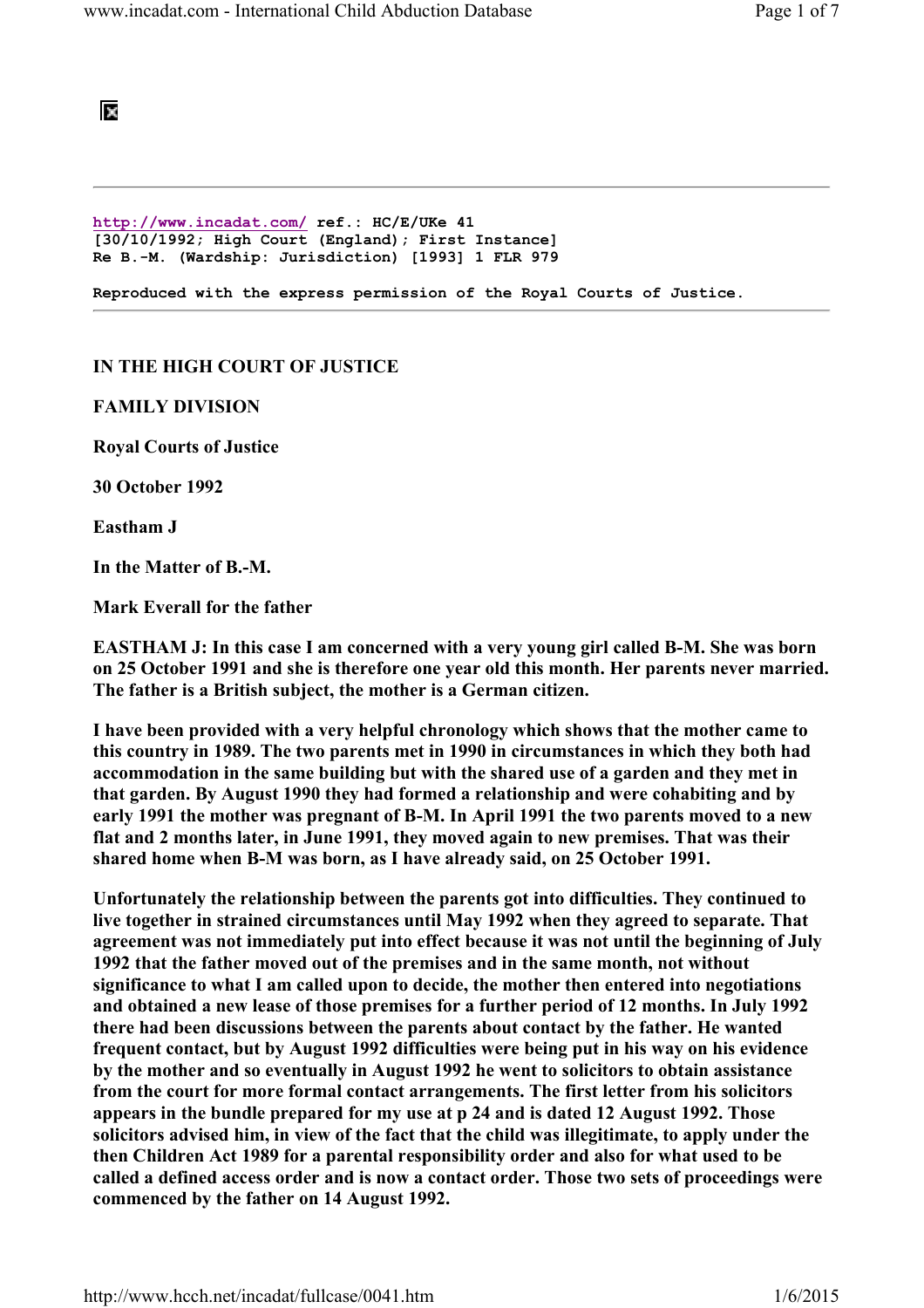http://www.incadat.com/ ref.: HC/E/UKe 41
[30/10/1992; High Court (England); First Instance]
Re B.-M. (Wardship: Jurisdiction) [1993] 1 FLR 979

Reproduced with the express permission of the Royal Courts of Justice.

---

**IN THE HIGH COURT OF JUSTICE**

**FAMILY DIVISION**

**Royal Courts of Justice**

**30 October 1992**

**Eastham J**

**In the Matter of B.-M.**

**Mark Everall for the father**

**EASTHAM J: In this case I am concerned with a very young girl called B-M. She was born on 25 October 1991 and she is therefore one year old this month. Her parents never married. The father is a British subject, the mother is a German citizen.**

**I have been provided with a very helpful chronology which shows that the mother came to this country in 1989. The two parents met in 1990 in circumstances in which they both had accommodation in the same building but with the shared use of a garden and they met in that garden. By August 1990 they had formed a relationship and were cohabiting and by early 1991 the mother was pregnant of B-M. In April 1991 the two parents moved to a new flat and 2 months later, in June 1991, they moved again to new premises. That was their shared home when B-M was born, as I have already said, on 25 October 1991.**

**Unfortunately the relationship between the parents got into difficulties. They continued to live together in strained circumstances until May 1992 when they agreed to separate. That agreement was not immediately put into effect because it was not until the beginning of July 1992 that the father moved out of the premises and in the same month, not without significance to what I am called upon to decide, the mother then entered into negotiations and obtained a new lease of those premises for a further period of 12 months. In July 1992 there had been discussions between the parents about contact by the father. He wanted frequent contact, but by August 1992 difficulties were being put in his way on his evidence by the mother and so eventually in August 1992 he went to solicitors to obtain assistance from the court for more formal contact arrangements. The first letter from his solicitors appears in the bundle prepared for my use at p 24 and is dated 12 August 1992. Those solicitors advised him, in view of the fact that the child was illegitimate, to apply under the then Children Act 1989 for a parental responsibility order and also for what used to be called a defined access order and is now a contact order. Those two sets of proceedings were commenced by the father on 14 August 1992.**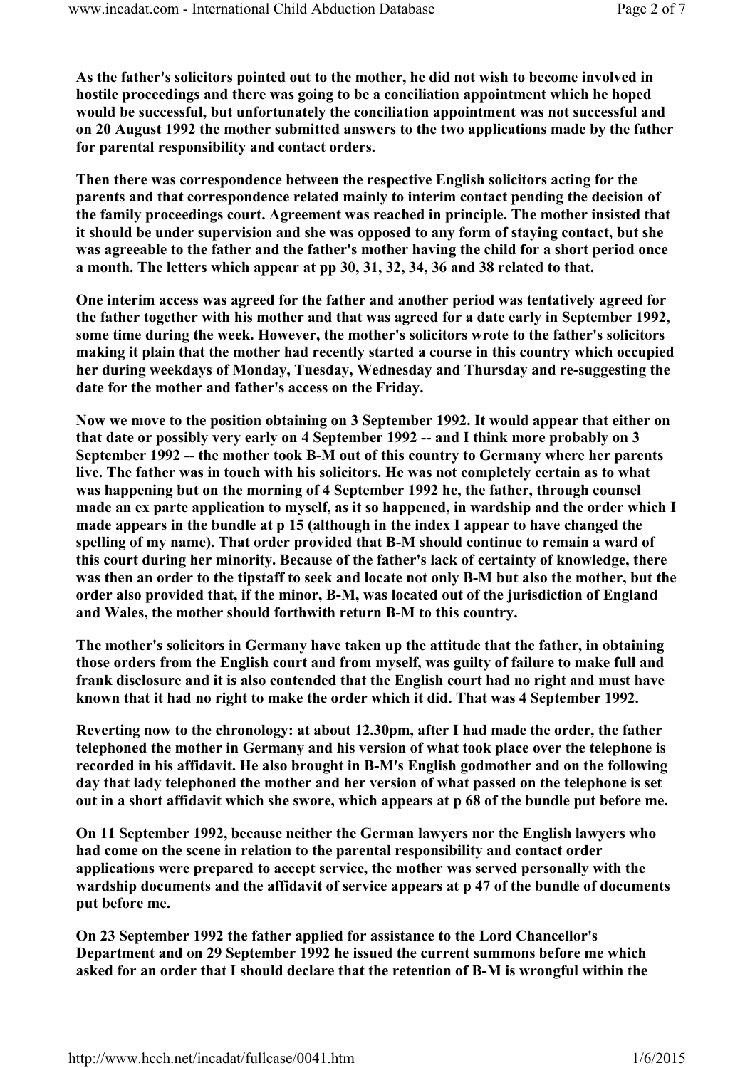**As the father's solicitors pointed out to the mother, he did not wish to become involved in hostile proceedings and there was going to be a conciliation appointment which he hoped would be successful, but unfortunately the conciliation appointment was not successful and on 20 August 1992 the mother submitted answers to the two applications made by the father for parental responsibility and contact orders.**

**Then there was correspondence between the respective English solicitors acting for the parents and that correspondence related mainly to interim contact pending the decision of the family proceedings court. Agreement was reached in principle. The mother insisted that it should be under supervision and she was opposed to any form of staying contact, but she was agreeable to the father and the father's mother having the child for a short period once a month. The letters which appear at pp 30, 31, 32, 34, 36 and 38 related to that.**

**One interim access was agreed for the father and another period was tentatively agreed for the father together with his mother and that was agreed for a date early in September 1992, some time during the week. However, the mother's solicitors wrote to the father's solicitors making it plain that the mother had recently started a course in this country which occupied her during weekdays of Monday, Tuesday, Wednesday and Thursday and re-suggesting the date for the mother and father's access on the Friday.**

**Now we move to the position obtaining on 3 September 1992. It would appear that either on that date or possibly very early on 4 September 1992 -- and I think more probably on 3 September 1992 -- the mother took B-M out of this country to Germany where her parents live. The father was in touch with his solicitors. He was not completely certain as to what was happening but on the morning of 4 September 1992 he, the father, through counsel made an ex parte application to myself, as it so happened, in wardship and the order which I made appears in the bundle at p 15 (although in the index I appear to have changed the spelling of my name). That order provided that B-M should continue to remain a ward of this court during her minority. Because of the father's lack of certainty of knowledge, there was then an order to the tipstaff to seek and locate not only B-M but also the mother, but the order also provided that, if the minor, B-M, was located out of the jurisdiction of England and Wales, the mother should forthwith return B-M to this country.**

**The mother's solicitors in Germany have taken up the attitude that the father, in obtaining those orders from the English court and from myself, was guilty of failure to make full and frank disclosure and it is also contended that the English court had no right and must have known that it had no right to make the order which it did. That was 4 September 1992.**

**Reverting now to the chronology: at about 12.30pm, after I had made the order, the father telephoned the mother in Germany and his version of what took place over the telephone is recorded in his affidavit. He also brought in B-M's English godmother and on the following day that lady telephoned the mother and her version of what passed on the telephone is set out in a short affidavit which she swore, which appears at p 68 of the bundle put before me.**

**On 11 September 1992, because neither the German lawyers nor the English lawyers who had come on the scene in relation to the parental responsibility and contact order applications were prepared to accept service, the mother was served personally with the wardship documents and the affidavit of service appears at p 47 of the bundle of documents put before me.**

**On 23 September 1992 the father applied for assistance to the Lord Chancellor's Department and on 29 September 1992 he issued the current summons before me which asked for an order that I should declare that the retention of B-M is wrongful within the**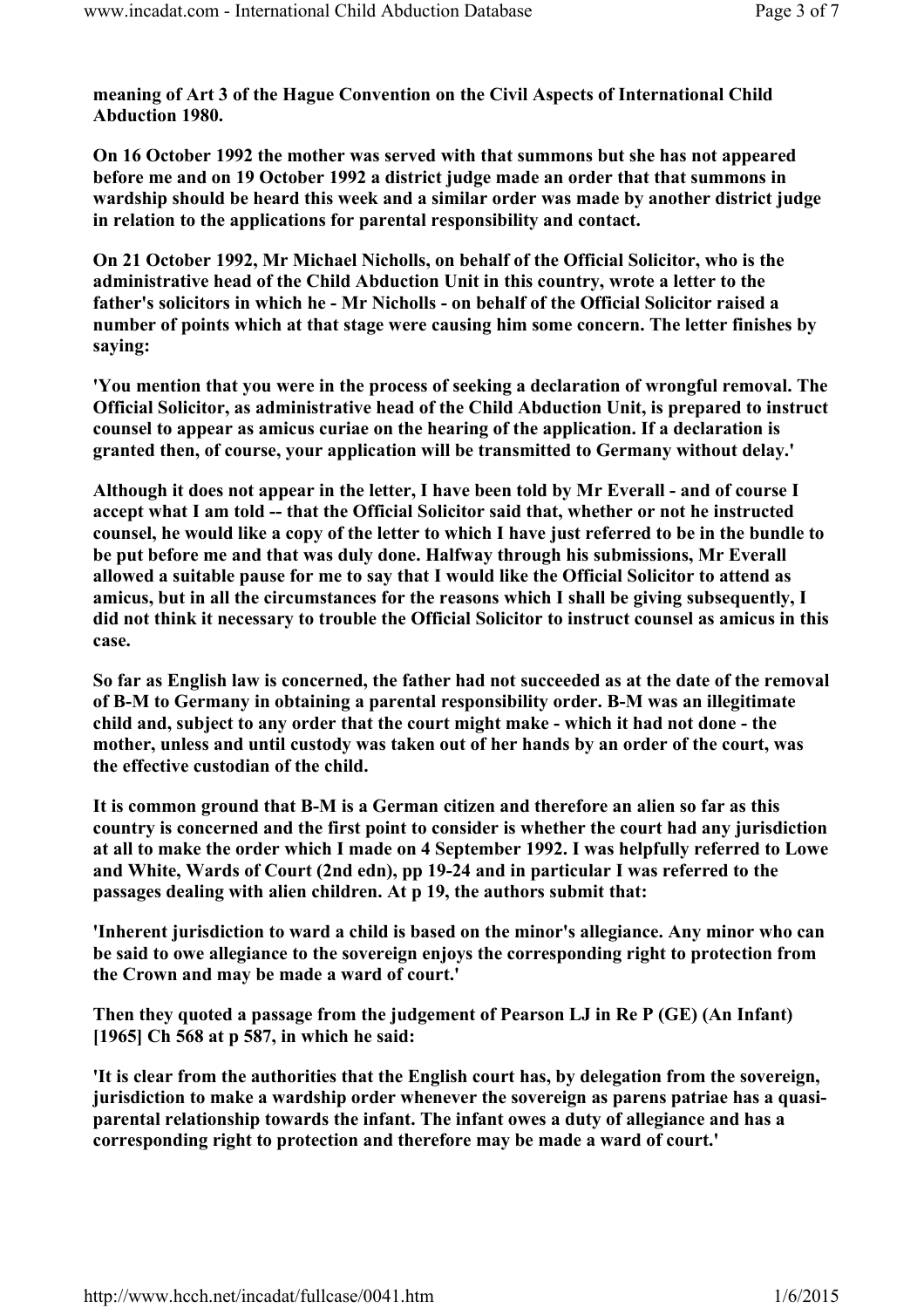meaning of Art 3 of the Hague Convention on the Civil Aspects of International Child Abduction 1980.

On 16 October 1992 the mother was served with that summons but she has not appeared before me and on 19 October 1992 a district judge made an order that that summons in wardship should be heard this week and a similar order was made by another district judge in relation to the applications for parental responsibility and contact.

On 21 October 1992, Mr Michael Nicholls, on behalf of the Official Solicitor, who is the administrative head of the Child Abduction Unit in this country, wrote a letter to the father's solicitors in which he - Mr Nicholls - on behalf of the Official Solicitor raised a number of points which at that stage were causing him some concern. The letter finishes by saying:

'You mention that you were in the process of seeking a declaration of wrongful removal. The Official Solicitor, as administrative head of the Child Abduction Unit, is prepared to instruct counsel to appear as amicus curiae on the hearing of the application. If a declaration is granted then, of course, your application will be transmitted to Germany without delay.'

Although it does not appear in the letter, I have been told by Mr Everall - and of course I accept what I am told -- that the Official Solicitor said that, whether or not he instructed counsel, he would like a copy of the letter to which I have just referred to be in the bundle to be put before me and that was duly done. Halfway through his submissions, Mr Everall allowed a suitable pause for me to say that I would like the Official Solicitor to attend as amicus, but in all the circumstances for the reasons which I shall be giving subsequently, I did not think it necessary to trouble the Official Solicitor to instruct counsel as amicus in this case.

So far as English law is concerned, the father had not succeeded as at the date of the removal of B-M to Germany in obtaining a parental responsibility order. B-M was an illegitimate child and, subject to any order that the court might make - which it had not done - the mother, unless and until custody was taken out of her hands by an order of the court, was the effective custodian of the child.

It is common ground that B-M is a German citizen and therefore an alien so far as this country is concerned and the first point to consider is whether the court had any jurisdiction at all to make the order which I made on 4 September 1992. I was helpfully referred to Lowe and White, Wards of Court (2nd edn), pp 19-24 and in particular I was referred to the passages dealing with alien children. At p 19, the authors submit that:

'Inherent jurisdiction to ward a child is based on the minor's allegiance. Any minor who can be said to owe allegiance to the sovereign enjoys the corresponding right to protection from the Crown and may be made a ward of court.'

Then they quoted a passage from the judgement of Pearson LJ in Re P (GE) (An Infant) [1965] Ch 568 at p 587, in which he said:

'It is clear from the authorities that the English court has, by delegation from the sovereign, jurisdiction to make a wardship order whenever the sovereign as parens patriae has a quasi-parental relationship towards the infant. The infant owes a duty of allegiance and has a corresponding right to protection and therefore may be made a ward of court.'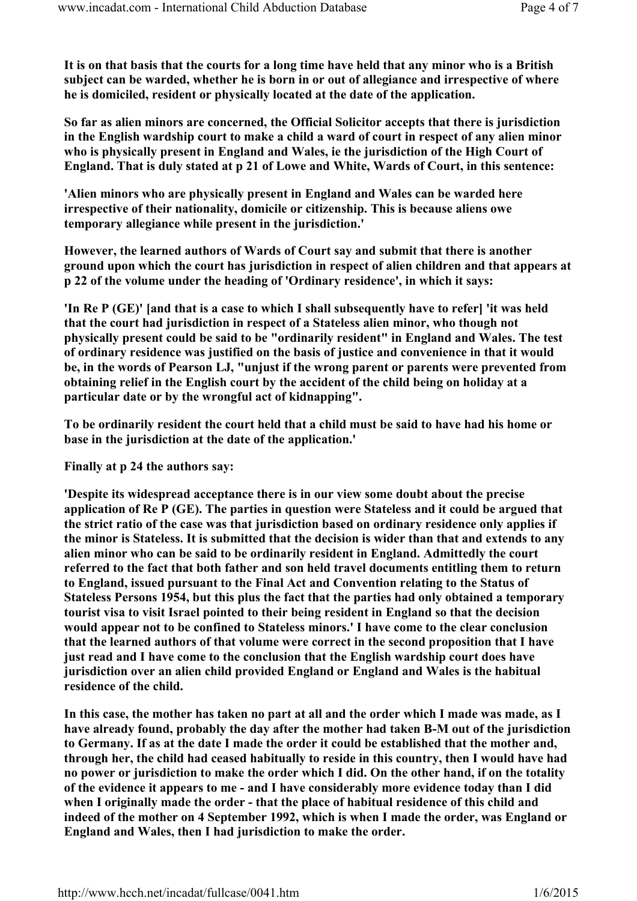**It is on that basis that the courts for a long time have held that any minor who is a British subject can be warded, whether he is born in or out of allegiance and irrespective of where he is domiciled, resident or physically located at the date of the application.**

**So far as alien minors are concerned, the Official Solicitor accepts that there is jurisdiction in the English wardship court to make a child a ward of court in respect of any alien minor who is physically present in England and Wales, ie the jurisdiction of the High Court of England. That is duly stated at p 21 of Lowe and White, Wards of Court, in this sentence:**

**'Alien minors who are physically present in England and Wales can be warded here irrespective of their nationality, domicile or citizenship. This is because aliens owe temporary allegiance while present in the jurisdiction.'**

**However, the learned authors of Wards of Court say and submit that there is another ground upon which the court has jurisdiction in respect of alien children and that appears at p 22 of the volume under the heading of 'Ordinary residence', in which it says:**

**'In Re P (GE)' [and that is a case to which I shall subsequently have to refer] 'it was held that the court had jurisdiction in respect of a Stateless alien minor, who though not physically present could be said to be "ordinarily resident" in England and Wales. The test of ordinary residence was justified on the basis of justice and convenience in that it would be, in the words of Pearson LJ, "unjust if the wrong parent or parents were prevented from obtaining relief in the English court by the accident of the child being on holiday at a particular date or by the wrongful act of kidnapping".**

**To be ordinarily resident the court held that a child must be said to have had his home or base in the jurisdiction at the date of the application.'**

**Finally at p 24 the authors say:**

**'Despite its widespread acceptance there is in our view some doubt about the precise application of Re P (GE). The parties in question were Stateless and it could be argued that the strict ratio of the case was that jurisdiction based on ordinary residence only applies if the minor is Stateless. It is submitted that the decision is wider than that and extends to any alien minor who can be said to be ordinarily resident in England. Admittedly the court referred to the fact that both father and son held travel documents entitling them to return to England, issued pursuant to the Final Act and Convention relating to the Status of Stateless Persons 1954, but this plus the fact that the parties had only obtained a temporary tourist visa to visit Israel pointed to their being resident in England so that the decision would appear not to be confined to Stateless minors.' I have come to the clear conclusion that the learned authors of that volume were correct in the second proposition that I have just read and I have come to the conclusion that the English wardship court does have jurisdiction over an alien child provided England or England and Wales is the habitual residence of the child.**

**In this case, the mother has taken no part at all and the order which I made was made, as I have already found, probably the day after the mother had taken B-M out of the jurisdiction to Germany. If as at the date I made the order it could be established that the mother and, through her, the child had ceased habitually to reside in this country, then I would have had no power or jurisdiction to make the order which I did. On the other hand, if on the totality of the evidence it appears to me - and I have considerably more evidence today than I did when I originally made the order - that the place of habitual residence of this child and indeed of the mother on 4 September 1992, which is when I made the order, was England or England and Wales, then I had jurisdiction to make the order.**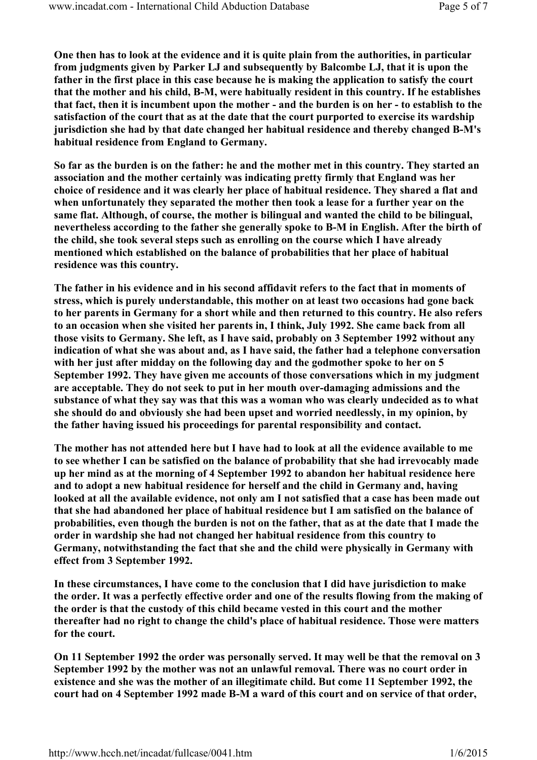**One then has to look at the evidence and it is quite plain from the authorities, in particular from judgments given by Parker LJ and subsequently by Balcombe LJ, that it is upon the father in the first place in this case because he is making the application to satisfy the court that the mother and his child, B-M, were habitually resident in this country. If he establishes that fact, then it is incumbent upon the mother - and the burden is on her - to establish to the satisfaction of the court that as at the date that the court purported to exercise its wardship jurisdiction she had by that date changed her habitual residence and thereby changed B-M's habitual residence from England to Germany.**

**So far as the burden is on the father: he and the mother met in this country. They started an association and the mother certainly was indicating pretty firmly that England was her choice of residence and it was clearly her place of habitual residence. They shared a flat and when unfortunately they separated the mother then took a lease for a further year on the same flat. Although, of course, the mother is bilingual and wanted the child to be bilingual, nevertheless according to the father she generally spoke to B-M in English. After the birth of the child, she took several steps such as enrolling on the course which I have already mentioned which established on the balance of probabilities that her place of habitual residence was this country.**

**The father in his evidence and in his second affidavit refers to the fact that in moments of stress, which is purely understandable, this mother on at least two occasions had gone back to her parents in Germany for a short while and then returned to this country. He also refers to an occasion when she visited her parents in, I think, July 1992. She came back from all those visits to Germany. She left, as I have said, probably on 3 September 1992 without any indication of what she was about and, as I have said, the father had a telephone conversation with her just after midday on the following day and the godmother spoke to her on 5 September 1992. They have given me accounts of those conversations which in my judgment are acceptable. They do not seek to put in her mouth over-damaging admissions and the substance of what they say was that this was a woman who was clearly undecided as to what she should do and obviously she had been upset and worried needlessly, in my opinion, by the father having issued his proceedings for parental responsibility and contact.**

**The mother has not attended here but I have had to look at all the evidence available to me to see whether I can be satisfied on the balance of probability that she had irrevocably made up her mind as at the morning of 4 September 1992 to abandon her habitual residence here and to adopt a new habitual residence for herself and the child in Germany and, having looked at all the available evidence, not only am I not satisfied that a case has been made out that she had abandoned her place of habitual residence but I am satisfied on the balance of probabilities, even though the burden is not on the father, that as at the date that I made the order in wardship she had not changed her habitual residence from this country to Germany, notwithstanding the fact that she and the child were physically in Germany with effect from 3 September 1992.**

**In these circumstances, I have come to the conclusion that I did have jurisdiction to make the order. It was a perfectly effective order and one of the results flowing from the making of the order is that the custody of this child became vested in this court and the mother thereafter had no right to change the child's place of habitual residence. Those were matters for the court.**

**On 11 September 1992 the order was personally served. It may well be that the removal on 3 September 1992 by the mother was not an unlawful removal. There was no court order in existence and she was the mother of an illegitimate child. But come 11 September 1992, the court had on 4 September 1992 made B-M a ward of this court and on service of that order,**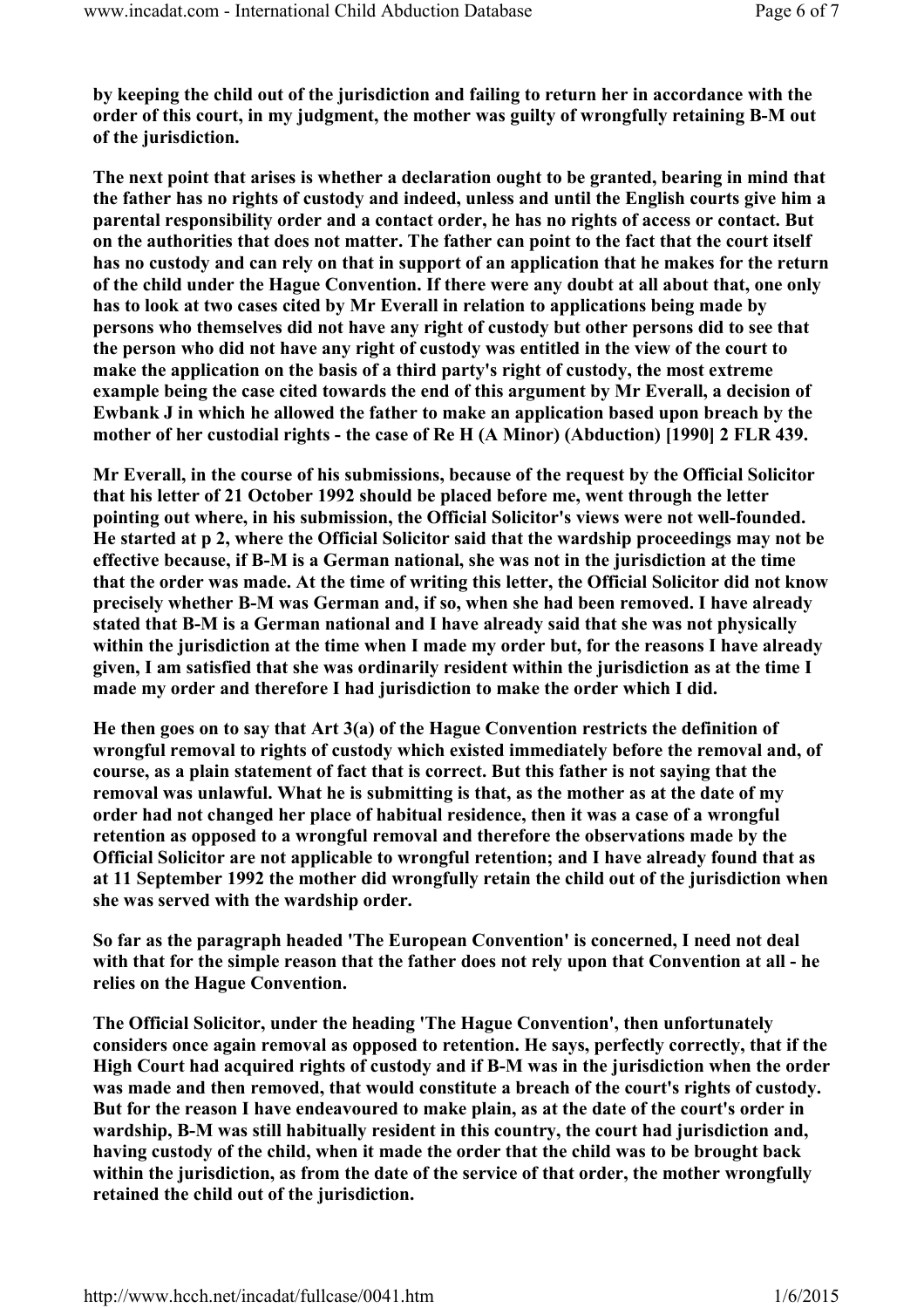**by keeping the child out of the jurisdiction and failing to return her in accordance with the order of this court, in my judgment, the mother was guilty of wrongfully retaining B-M out of the jurisdiction.**

**The next point that arises is whether a declaration ought to be granted, bearing in mind that the father has no rights of custody and indeed, unless and until the English courts give him a parental responsibility order and a contact order, he has no rights of access or contact. But on the authorities that does not matter. The father can point to the fact that the court itself has no custody and can rely on that in support of an application that he makes for the return of the child under the Hague Convention. If there were any doubt at all about that, one only has to look at two cases cited by Mr Everall in relation to applications being made by persons who themselves did not have any right of custody but other persons did to see that the person who did not have any right of custody was entitled in the view of the court to make the application on the basis of a third party's right of custody, the most extreme example being the case cited towards the end of this argument by Mr Everall, a decision of Ewbank J in which he allowed the father to make an application based upon breach by the mother of her custodial rights - the case of Re H (A Minor) (Abduction) [1990] 2 FLR 439.**

**Mr Everall, in the course of his submissions, because of the request by the Official Solicitor that his letter of 21 October 1992 should be placed before me, went through the letter pointing out where, in his submission, the Official Solicitor's views were not well-founded. He started at p 2, where the Official Solicitor said that the wardship proceedings may not be effective because, if B-M is a German national, she was not in the jurisdiction at the time that the order was made. At the time of writing this letter, the Official Solicitor did not know precisely whether B-M was German and, if so, when she had been removed. I have already stated that B-M is a German national and I have already said that she was not physically within the jurisdiction at the time when I made my order but, for the reasons I have already given, I am satisfied that she was ordinarily resident within the jurisdiction as at the time I made my order and therefore I had jurisdiction to make the order which I did.**

**He then goes on to say that Art 3(a) of the Hague Convention restricts the definition of wrongful removal to rights of custody which existed immediately before the removal and, of course, as a plain statement of fact that is correct. But this father is not saying that the removal was unlawful. What he is submitting is that, as the mother as at the date of my order had not changed her place of habitual residence, then it was a case of a wrongful retention as opposed to a wrongful removal and therefore the observations made by the Official Solicitor are not applicable to wrongful retention; and I have already found that as at 11 September 1992 the mother did wrongfully retain the child out of the jurisdiction when she was served with the wardship order.**

**So far as the paragraph headed 'The European Convention' is concerned, I need not deal with that for the simple reason that the father does not rely upon that Convention at all - he relies on the Hague Convention.**

**The Official Solicitor, under the heading 'The Hague Convention', then unfortunately considers once again removal as opposed to retention. He says, perfectly correctly, that if the High Court had acquired rights of custody and if B-M was in the jurisdiction when the order was made and then removed, that would constitute a breach of the court's rights of custody. But for the reason I have endeavoured to make plain, as at the date of the court's order in wardship, B-M was still habitually resident in this country, the court had jurisdiction and, having custody of the child, when it made the order that the child was to be brought back within the jurisdiction, as from the date of the service of that order, the mother wrongfully retained the child out of the jurisdiction.**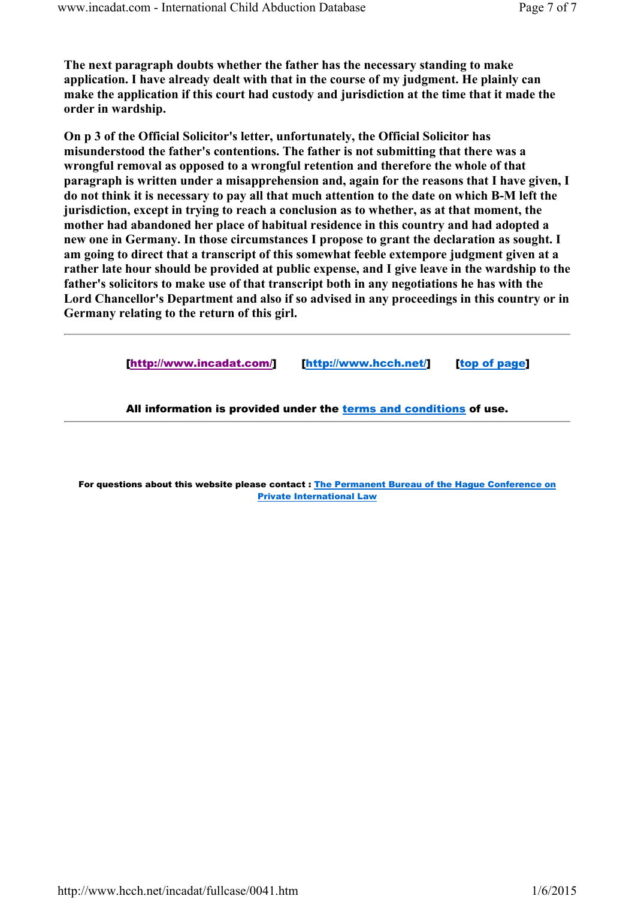**The next paragraph doubts whether the father has the necessary standing to make application. I have already dealt with that in the course of my judgment. He plainly can make the application if this court had custody and jurisdiction at the time that it made the order in wardship.**

**On p 3 of the Official Solicitor's letter, unfortunately, the Official Solicitor has misunderstood the father's contentions. The father is not submitting that there was a wrongful removal as opposed to a wrongful retention and therefore the whole of that paragraph is written under a misapprehension and, again for the reasons that I have given, I do not think it is necessary to pay all that much attention to the date on which B-M left the jurisdiction, except in trying to reach a conclusion as to whether, as at that moment, the mother had abandoned her place of habitual residence in this country and had adopted a new one in Germany. In those circumstances I propose to grant the declaration as sought. I am going to direct that a transcript of this somewhat feeble extempore judgment given at a rather late hour should be provided at public expense, and I give leave in the wardship to the father's solicitors to make use of that transcript both in any negotiations he has with the Lord Chancellor's Department and also if so advised in any proceedings in this country or in Germany relating to the return of this girl.**

---

[http://www.incadat.com/] [http://www.hcch.net/] [top of page]

**All information is provided under the terms and conditions of use.**

---

**For questions about this website please contact : The Permanent Bureau of the Hague Conference on Private International Law**